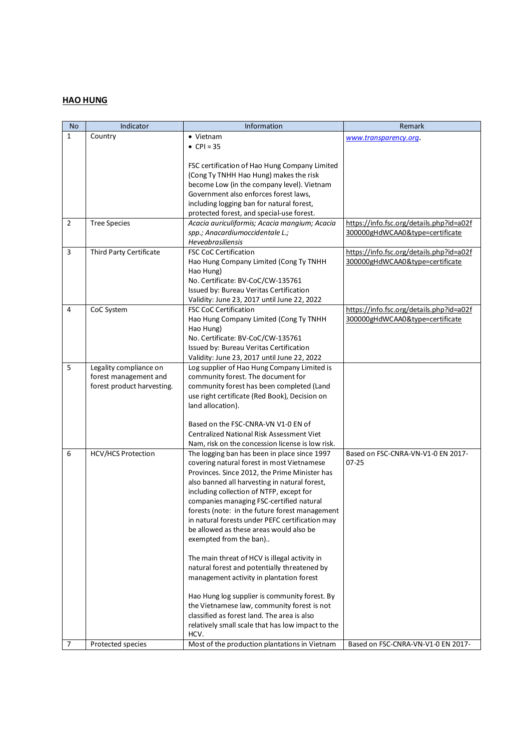## HAO HUNG

| No | Indicator | Information | Remark |
|---|---|---|---|
| 1 | Country | • Vietnam<br>• CPI = 35<br><br>FSC certification of Hao Hung Company Limited (Cong Ty TNHH Hao Hung) makes the risk become Low (in the company level). Vietnam Government also enforces forest laws, including logging ban for natural forest, protected forest, and special-use forest. | *www.transparency.org*. |
| 2 | Tree Species | *Acacia auriculiformis; Acacia mangium; Acacia spp.; Anacardiumoccidentale L.; Heveabrasiliensis* | https://info.fsc.org/details.php?id=a02f300000gHdWCAA0&type=certificate |
| 3 | Third Party Certificate | FSC CoC Certification<br>Hao Hung Company Limited (Cong Ty TNHH Hao Hung)<br>No. Certificate: BV-CoC/CW-135761<br>Issued by: Bureau Veritas Certification<br>Validity: June 23, 2017 until June 22, 2022 | https://info.fsc.org/details.php?id=a02f300000gHdWCAA0&type=certificate |
| 4 | CoC System | FSC CoC Certification<br>Hao Hung Company Limited (Cong Ty TNHH Hao Hung)<br>No. Certificate: BV-CoC/CW-135761<br>Issued by: Bureau Veritas Certification<br>Validity: June 23, 2017 until June 22, 2022 | https://info.fsc.org/details.php?id=a02f300000gHdWCAA0&type=certificate |
| 5 | Legality compliance on forest management and forest product harvesting. | Log supplier of Hao Hung Company Limited is community forest. The document for community forest has been completed (Land use right certificate (Red Book), Decision on land allocation).<br><br>Based on the FSC-CNRA-VN V1-0 EN of Centralized National Risk Assessment Viet Nam, risk on the concession license is low risk. | |
| 6 | HCV/HCS Protection | The logging ban has been in place since 1997 covering natural forest in most Vietnamese Provinces. Since 2012, the Prime Minister has also banned all harvesting in natural forest, including collection of NTFP, except for companies managing FSC-certified natural forests (note: in the future forest management in natural forests under PEFC certification may be allowed as these areas would also be exempted from the ban)..<br><br>The main threat of HCV is illegal activity in natural forest and potentially threatened by management activity in plantation forest<br><br>Hao Hung log supplier is community forest. By the Vietnamese law, community forest is not classified as forest land. The area is also relatively small scale that has low impact to the HCV. | Based on FSC-CNRA-VN-V1-0 EN 2017-07-25 |
| 7 | Protected species | Most of the production plantations in Vietnam | Based on FSC-CNRA-VN-V1-0 EN 2017- |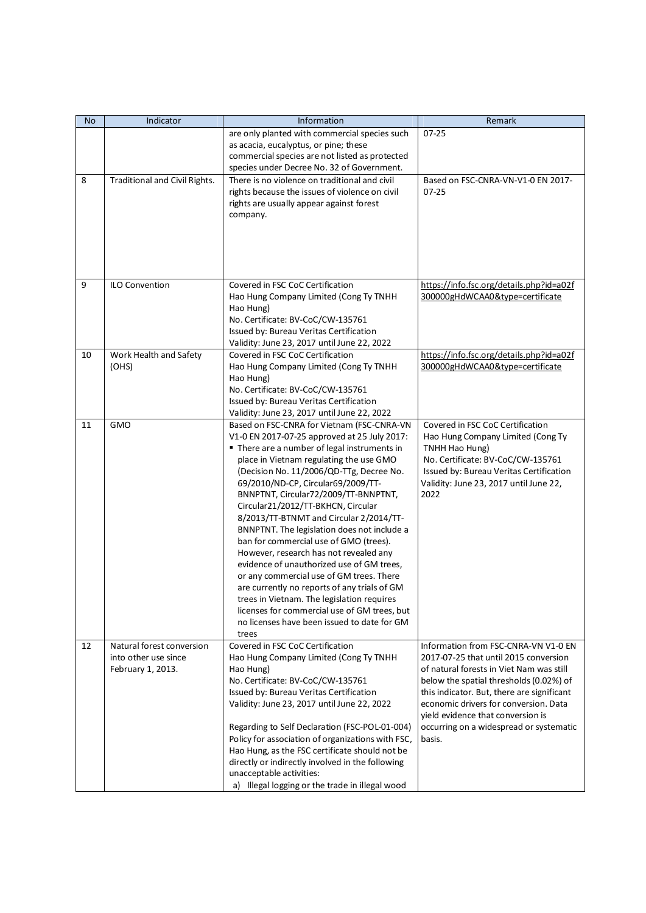| No | Indicator | Information | Remark |
| --- | --- | --- | --- |
| | | are only planted with commercial species such as acacia, eucalyptus, or pine; these commercial species are not listed as protected species under Decree No. 32 of Government. | 07-25 |
| 8 | Traditional and Civil Rights. | There is no violence on traditional and civil rights because the issues of violence on civil rights are usually appear against forest company. | Based on FSC-CNRA-VN-V1-0 EN 2017-07-25 |
| 9 | ILO Convention | Covered in FSC CoC Certification<br>Hao Hung Company Limited (Cong Ty TNHH Hao Hung)<br>No. Certificate: BV-CoC/CW-135761<br>Issued by: Bureau Veritas Certification<br>Validity: June 23, 2017 until June 22, 2022 | https://info.fsc.org/details.php?id=a02f300000gHdWCAA0&type=certificate |
| 10 | Work Health and Safety (OHS) | Covered in FSC CoC Certification<br>Hao Hung Company Limited (Cong Ty TNHH Hao Hung)<br>No. Certificate: BV-CoC/CW-135761<br>Issued by: Bureau Veritas Certification<br>Validity: June 23, 2017 until June 22, 2022 | https://info.fsc.org/details.php?id=a02f300000gHdWCAA0&type=certificate |
| 11 | GMO | Based on FSC-CNRA for Vietnam (FSC-CNRA-VN V1-0 EN 2017-07-25 approved at 25 July 2017:<br>▪ There are a number of legal instruments in place in Vietnam regulating the use GMO (Decision No. 11/2006/QD-TTg, Decree No. 69/2010/ND-CP, Circular69/2009/TT-BNNPTNT, Circular72/2009/TT-BNNPTNT, Circular21/2012/TT-BKHCN, Circular 8/2013/TT-BTNMT and Circular 2/2014/TT-BNNPTNT. The legislation does not include a ban for commercial use of GMO (trees). However, research has not revealed any evidence of unauthorized use of GM trees, or any commercial use of GM trees. There are currently no reports of any trials of GM trees in Vietnam. The legislation requires licenses for commercial use of GM trees, but no licenses have been issued to date for GM trees | Covered in FSC CoC Certification<br>Hao Hung Company Limited (Cong Ty TNHH Hao Hung)<br>No. Certificate: BV-CoC/CW-135761<br>Issued by: Bureau Veritas Certification<br>Validity: June 23, 2017 until June 22, 2022 |
| 12 | Natural forest conversion into other use since February 1, 2013. | Covered in FSC CoC Certification<br>Hao Hung Company Limited (Cong Ty TNHH Hao Hung)<br>No. Certificate: BV-CoC/CW-135761<br>Issued by: Bureau Veritas Certification<br>Validity: June 23, 2017 until June 22, 2022<br><br>Regarding to Self Declaration (FSC-POL-01-004) Policy for association of organizations with FSC, Hao Hung, as the FSC certificate should not be directly or indirectly involved in the following unacceptable activities:<br>a) Illegal logging or the trade in illegal wood | Information from FSC-CNRA-VN V1-0 EN 2017-07-25 that until 2015 conversion of natural forests in Viet Nam was still below the spatial thresholds (0.02%) of this indicator. But, there are significant economic drivers for conversion. Data yield evidence that conversion is occurring on a widespread or systematic basis. |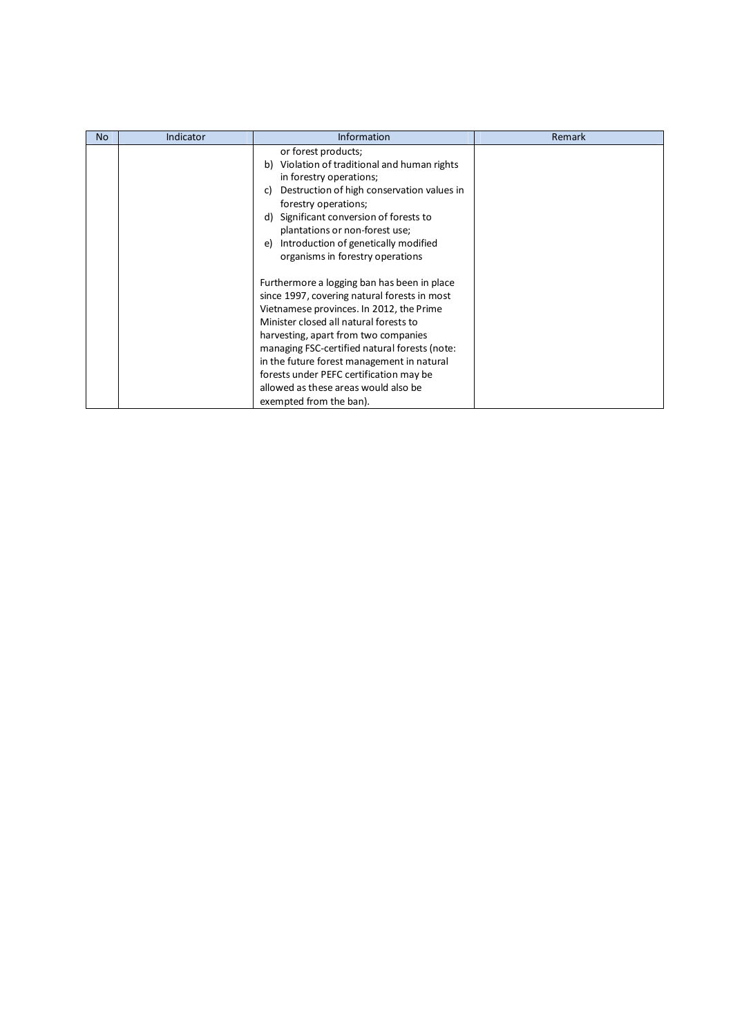| No | Indicator | Information | Remark |
|---|---|---|---|
| | | or forest products;<br>b) Violation of traditional and human rights in forestry operations;<br>c) Destruction of high conservation values in forestry operations;<br>d) Significant conversion of forests to plantations or non-forest use;<br>e) Introduction of genetically modified organisms in forestry operations<br><br>Furthermore a logging ban has been in place since 1997, covering natural forests in most Vietnamese provinces. In 2012, the Prime Minister closed all natural forests to harvesting, apart from two companies managing FSC-certified natural forests (note: in the future forest management in natural forests under PEFC certification may be allowed as these areas would also be exempted from the ban). | |